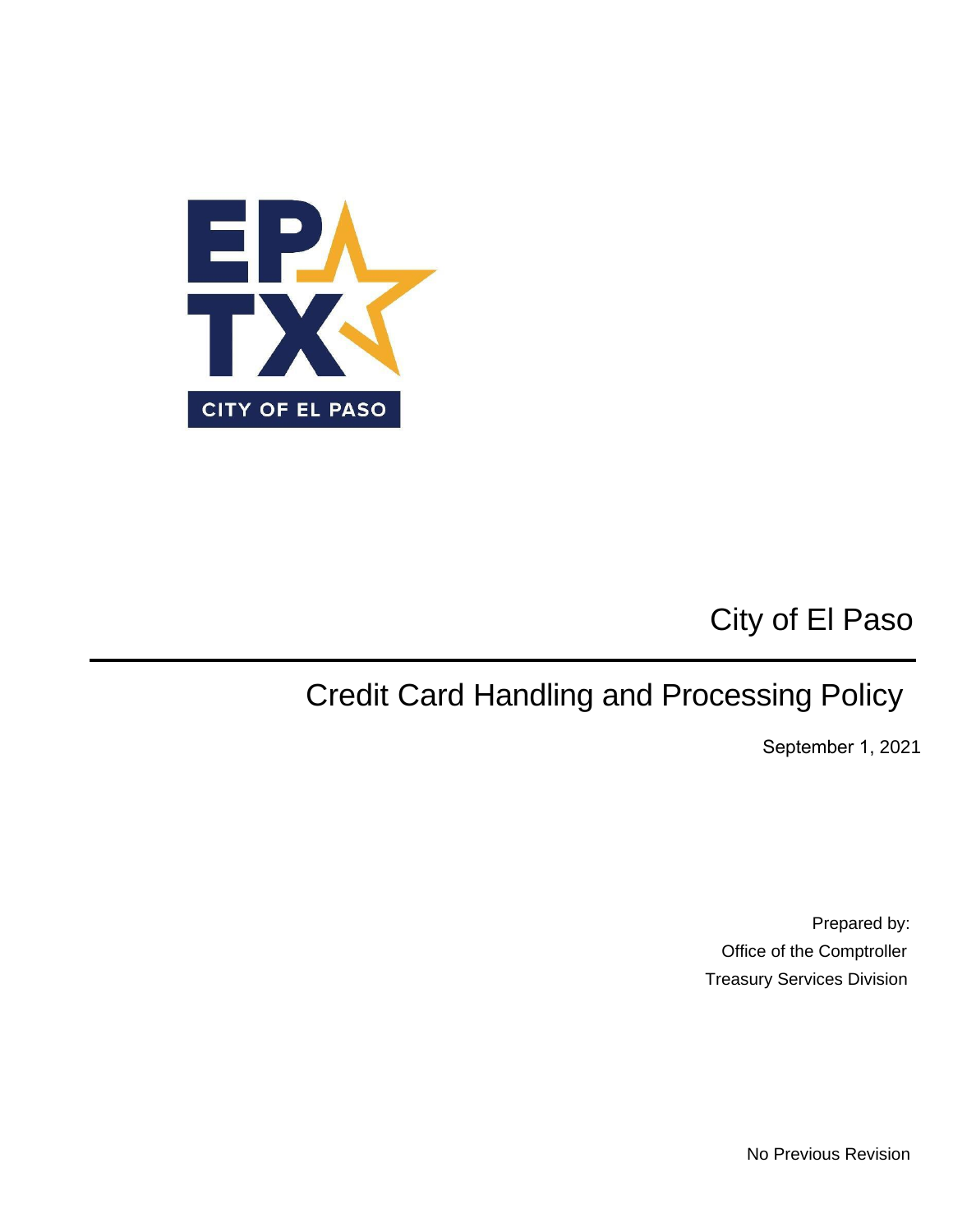EP TX

CITY OF EL PASO

City of El Paso

---

# Credit Card Handling and Processing Policy

September 1, 2021

Prepared by:
Office of the Comptroller
Treasury Services Division

No Previous Revision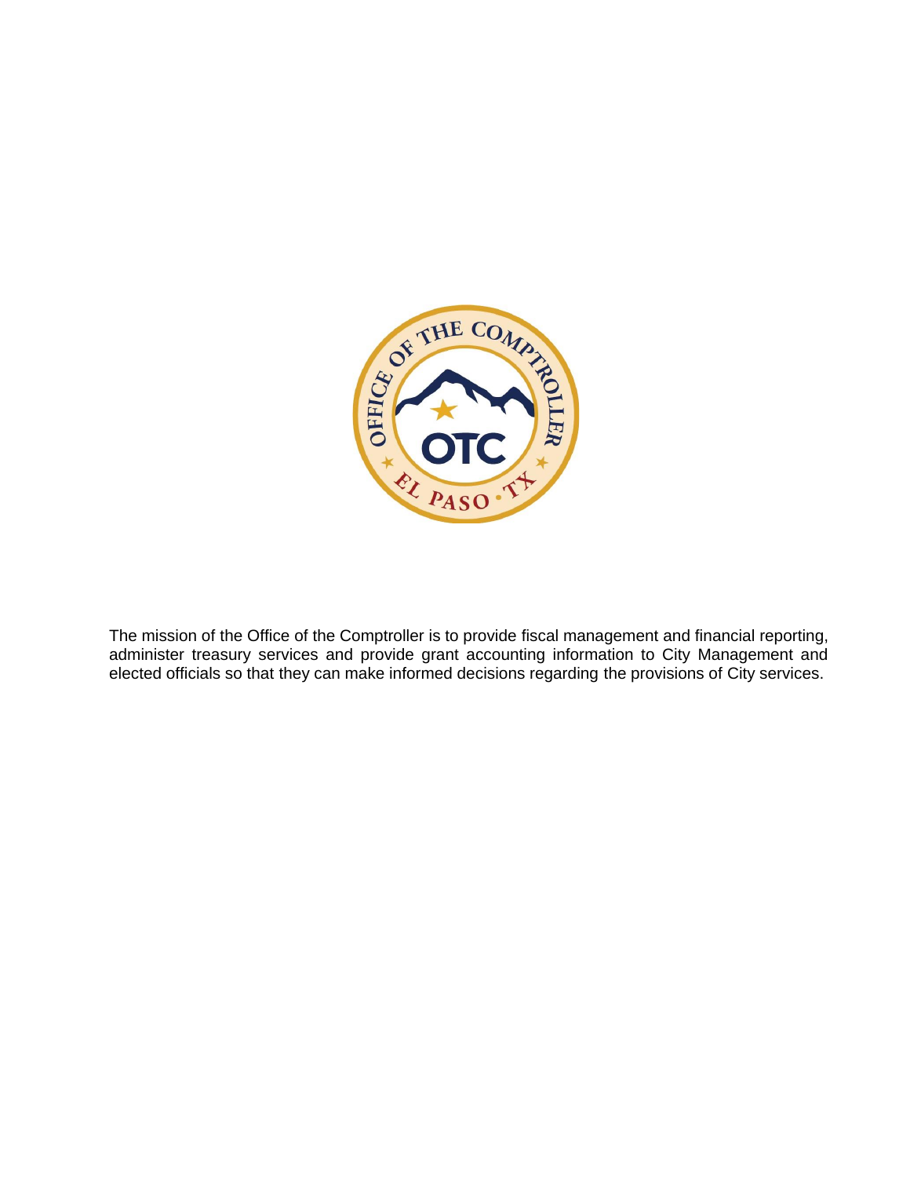The mission of the Office of the Comptroller is to provide fiscal management and financial reporting, administer treasury services and provide grant accounting information to City Management and elected officials so that they can make informed decisions regarding the provisions of City services.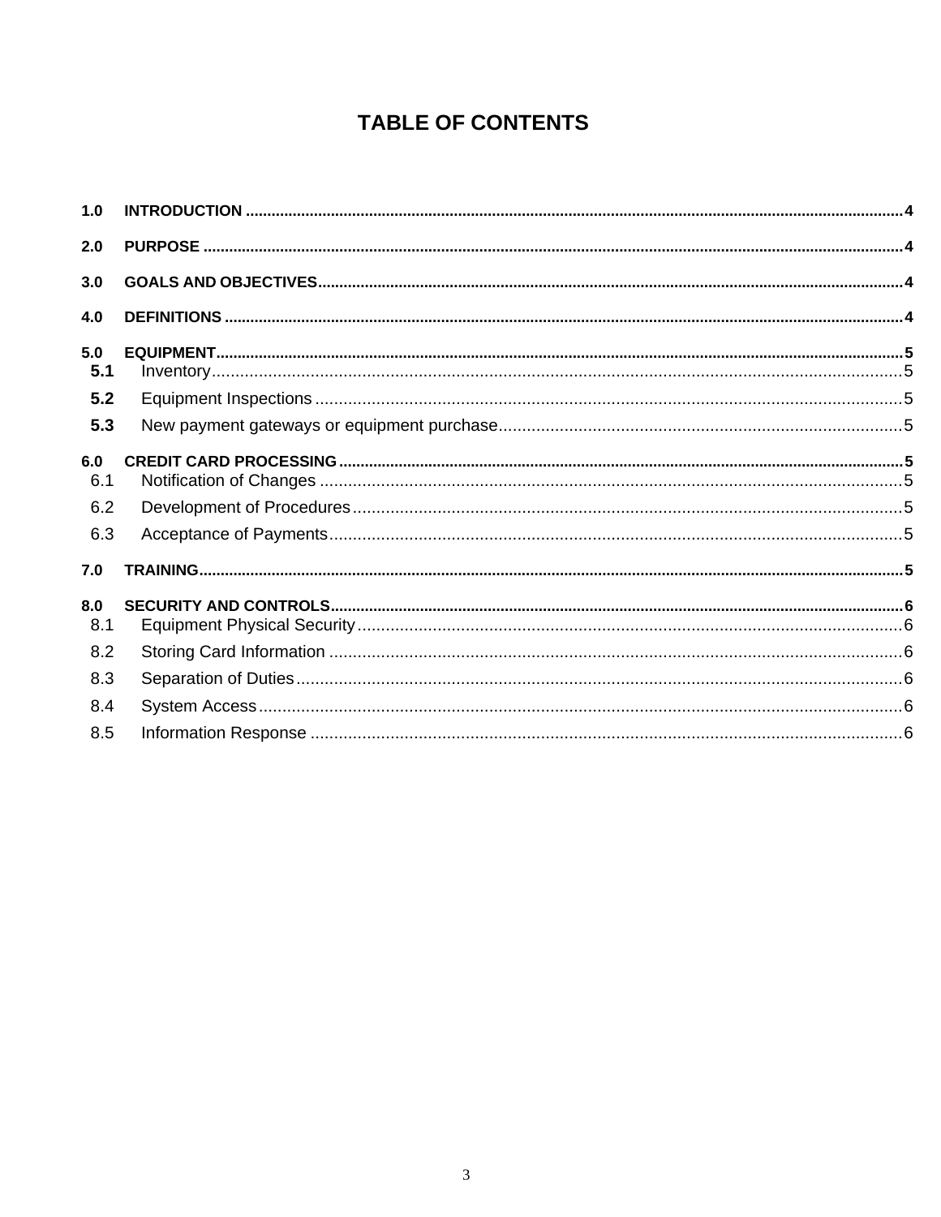# TABLE OF CONTENTS

1.0 INTRODUCTION ....................................................................................................................................... 4

2.0 PURPOSE ................................................................................................................................................ 4

3.0 GOALS AND OBJECTIVES ..................................................................................................................... 4

4.0 DEFINITIONS .......................................................................................................................................... 4

5.0 EQUIPMENT ............................................................................................................................................ 5
- 5.1 Inventory ............................................................................................................................................ 5
- 5.2 Equipment Inspections ....................................................................................................................... 5
- 5.3 New payment gateways or equipment purchase ................................................................................ 5

6.0 CREDIT CARD PROCESSING ................................................................................................................ 5
- 6.1 Notification of Changes ...................................................................................................................... 5
- 6.2 Development of Procedures ................................................................................................................ 5
- 6.3 Acceptance of Payments .................................................................................................................... 5

7.0 TRAINING ................................................................................................................................................. 5

8.0 SECURITY AND CONTROLS .................................................................................................................. 6
- 8.1 Equipment Physical Security .............................................................................................................. 6
- 8.2 Storing Card Information ..................................................................................................................... 6
- 8.3 Separation of Duties ............................................................................................................................ 6
- 8.4 System Access .................................................................................................................................... 6
- 8.5 Information Response ......................................................................................................................... 6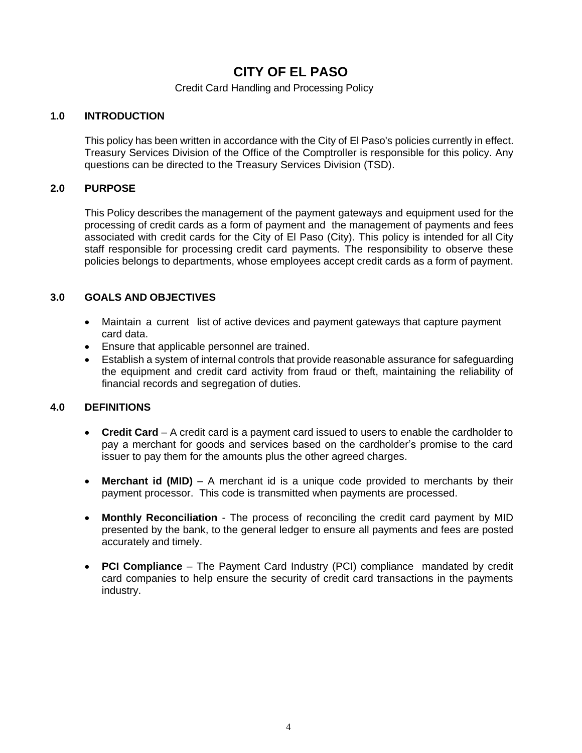# CITY OF EL PASO

Credit Card Handling and Processing Policy

## 1.0 INTRODUCTION

This policy has been written in accordance with the City of El Paso's policies currently in effect. Treasury Services Division of the Office of the Comptroller is responsible for this policy. Any questions can be directed to the Treasury Services Division (TSD).

## 2.0 PURPOSE

This Policy describes the management of the payment gateways and equipment used for the processing of credit cards as a form of payment and the management of payments and fees associated with credit cards for the City of El Paso (City). This policy is intended for all City staff responsible for processing credit card payments. The responsibility to observe these policies belongs to departments, whose employees accept credit cards as a form of payment.

## 3.0 GOALS AND OBJECTIVES

- Maintain a current list of active devices and payment gateways that capture payment card data.
- Ensure that applicable personnel are trained.
- Establish a system of internal controls that provide reasonable assurance for safeguarding the equipment and credit card activity from fraud or theft, maintaining the reliability of financial records and segregation of duties.

## 4.0 DEFINITIONS

- **Credit Card** – A credit card is a payment card issued to users to enable the cardholder to pay a merchant for goods and services based on the cardholder's promise to the card issuer to pay them for the amounts plus the other agreed charges.
- **Merchant id (MID)** – A merchant id is a unique code provided to merchants by their payment processor. This code is transmitted when payments are processed.
- **Monthly Reconciliation** - The process of reconciling the credit card payment by MID presented by the bank, to the general ledger to ensure all payments and fees are posted accurately and timely.
- **PCI Compliance** – The Payment Card Industry (PCI) compliance mandated by credit card companies to help ensure the security of credit card transactions in the payments industry.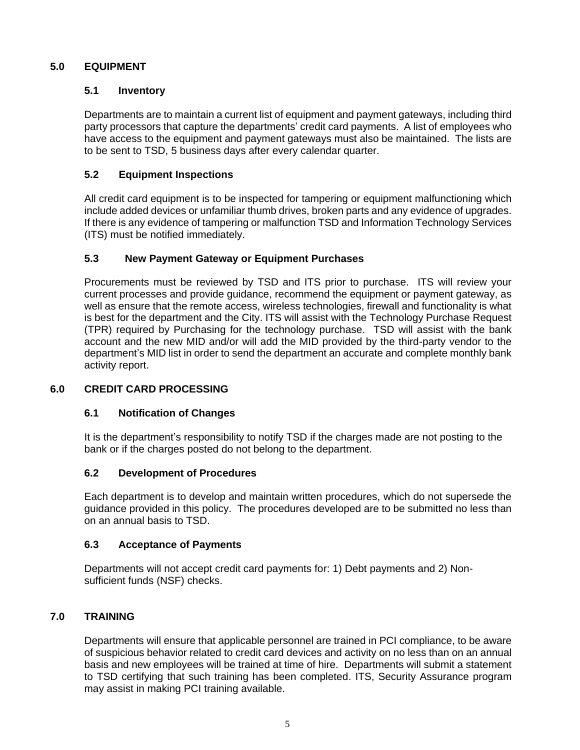## 5.0 EQUIPMENT

### 5.1 Inventory

Departments are to maintain a current list of equipment and payment gateways, including third party processors that capture the departments' credit card payments. A list of employees who have access to the equipment and payment gateways must also be maintained. The lists are to be sent to TSD, 5 business days after every calendar quarter.

### 5.2 Equipment Inspections

All credit card equipment is to be inspected for tampering or equipment malfunctioning which include added devices or unfamiliar thumb drives, broken parts and any evidence of upgrades. If there is any evidence of tampering or malfunction TSD and Information Technology Services (ITS) must be notified immediately.

### 5.3 New Payment Gateway or Equipment Purchases

Procurements must be reviewed by TSD and ITS prior to purchase. ITS will review your current processes and provide guidance, recommend the equipment or payment gateway, as well as ensure that the remote access, wireless technologies, firewall and functionality is what is best for the department and the City. ITS will assist with the Technology Purchase Request (TPR) required by Purchasing for the technology purchase. TSD will assist with the bank account and the new MID and/or will add the MID provided by the third-party vendor to the department's MID list in order to send the department an accurate and complete monthly bank activity report.

## 6.0 CREDIT CARD PROCESSING

### 6.1 Notification of Changes

It is the department's responsibility to notify TSD if the charges made are not posting to the bank or if the charges posted do not belong to the department.

### 6.2 Development of Procedures

Each department is to develop and maintain written procedures, which do not supersede the guidance provided in this policy. The procedures developed are to be submitted no less than on an annual basis to TSD.

### 6.3 Acceptance of Payments

Departments will not accept credit card payments for: 1) Debt payments and 2) Non-sufficient funds (NSF) checks.

## 7.0 TRAINING

Departments will ensure that applicable personnel are trained in PCI compliance, to be aware of suspicious behavior related to credit card devices and activity on no less than on an annual basis and new employees will be trained at time of hire. Departments will submit a statement to TSD certifying that such training has been completed. ITS, Security Assurance program may assist in making PCI training available.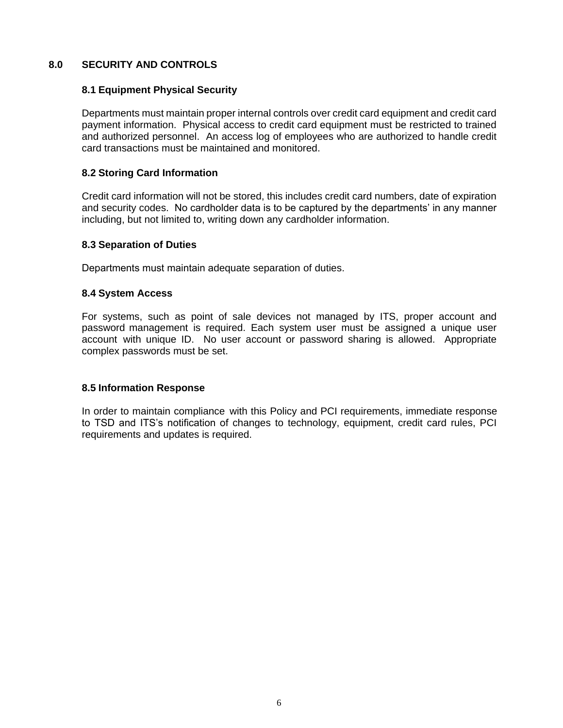## 8.0 SECURITY AND CONTROLS

### 8.1 Equipment Physical Security

Departments must maintain proper internal controls over credit card equipment and credit card payment information. Physical access to credit card equipment must be restricted to trained and authorized personnel. An access log of employees who are authorized to handle credit card transactions must be maintained and monitored.

### 8.2 Storing Card Information

Credit card information will not be stored, this includes credit card numbers, date of expiration and security codes. No cardholder data is to be captured by the departments' in any manner including, but not limited to, writing down any cardholder information.

### 8.3 Separation of Duties

Departments must maintain adequate separation of duties.

### 8.4 System Access

For systems, such as point of sale devices not managed by ITS, proper account and password management is required. Each system user must be assigned a unique user account with unique ID. No user account or password sharing is allowed. Appropriate complex passwords must be set.

### 8.5 Information Response

In order to maintain compliance with this Policy and PCI requirements, immediate response to TSD and ITS's notification of changes to technology, equipment, credit card rules, PCI requirements and updates is required.